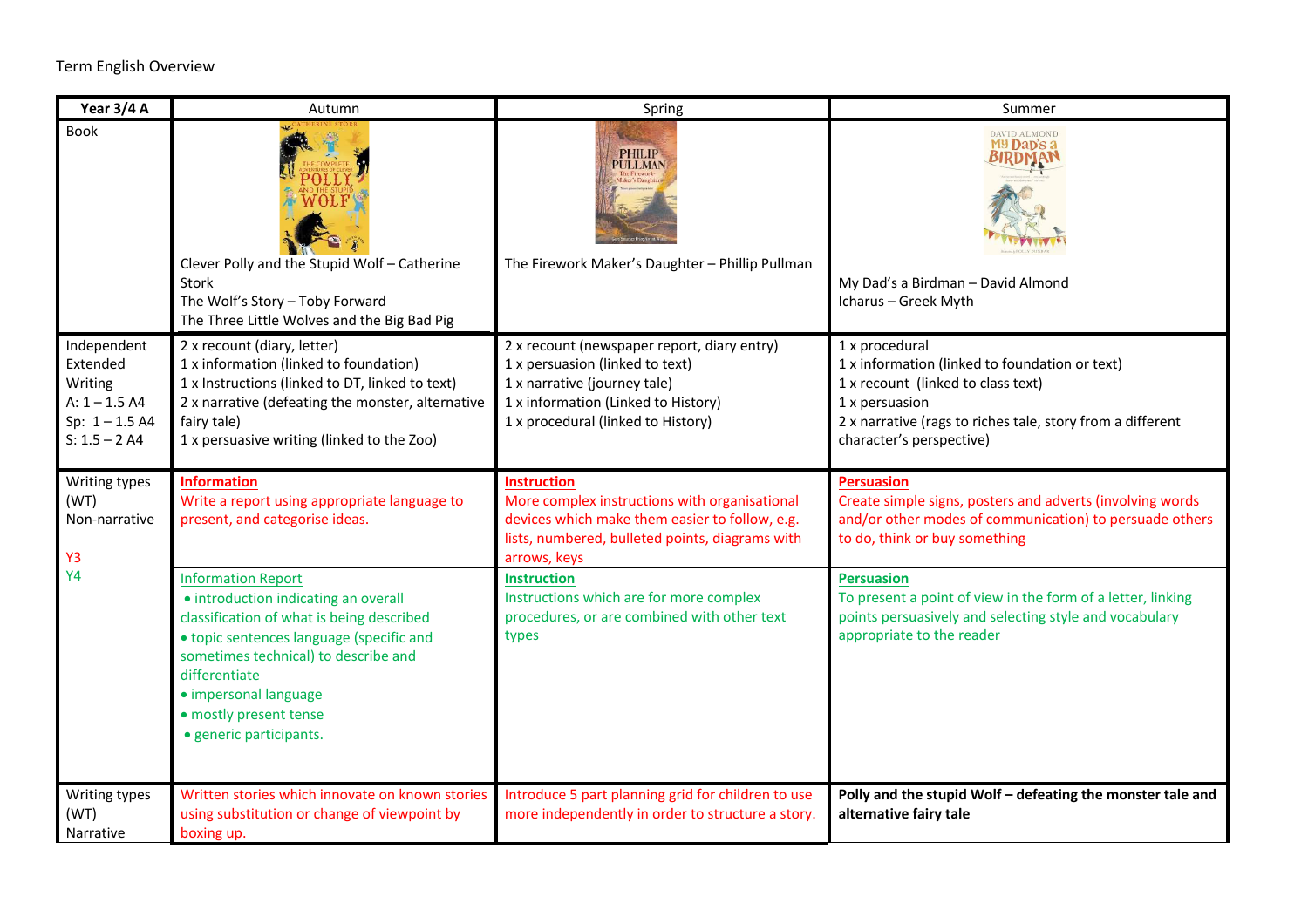Term English Overview

| Year 3/4 A | Autumn | Spring | Summer |
|---|---|---|---|
| Book | Clever Polly and the Stupid Wolf – Catherine Stork<br>The Wolf's Story – Toby Forward<br>The Three Little Wolves and the Big Bad Pig | The Firework Maker's Daughter – Phillip Pullman | My Dad's a Birdman – David Almond<br>Icharus – Greek Myth |
| Independent Extended Writing<br>A: 1 – 1.5 A4<br>Sp: 1 – 1.5 A4<br>S: 1.5 – 2 A4 | 2 x recount (diary, letter)<br>1 x information (linked to foundation)<br>1 x Instructions (linked to DT, linked to text)<br>2 x narrative (defeating the monster, alternative fairy tale)<br>1 x persuasive writing (linked to the Zoo) | 2 x recount (newspaper report, diary entry)<br>1 x persuasion (linked to text)<br>1 x narrative (journey tale)<br>1 x information (Linked to History)<br>1 x procedural (linked to History) | 1 x procedural<br>1 x information (linked to foundation or text)<br>1 x recount (linked to class text)<br>1 x persuasion<br>2 x narrative (rags to riches tale, story from a different character's perspective) |
| Writing types (WT) Non-narrative<br>Y3 | **Information**<br>Write a report using appropriate language to present, and categorise ideas. | **Instruction**<br>More complex instructions with organisational devices which make them easier to follow, e.g. lists, numbered, bulleted points, diagrams with arrows, keys | **Persuasion**<br>Create simple signs, posters and adverts (involving words and/or other modes of communication) to persuade others to do, think or buy something |
| Y4 | Information Report<br>• introduction indicating an overall classification of what is being described<br>• topic sentences language (specific and sometimes technical) to describe and differentiate<br>• impersonal language<br>• mostly present tense<br>• generic participants. | **Instruction**<br>Instructions which are for more complex procedures, or are combined with other text types | **Persuasion**<br>To present a point of view in the form of a letter, linking points persuasively and selecting style and vocabulary appropriate to the reader |
| Writing types (WT) Narrative | Written stories which innovate on known stories using substitution or change of viewpoint by boxing up. | Introduce 5 part planning grid for children to use more independently in order to structure a story. | **Polly and the stupid Wolf – defeating the monster tale and alternative fairy tale** |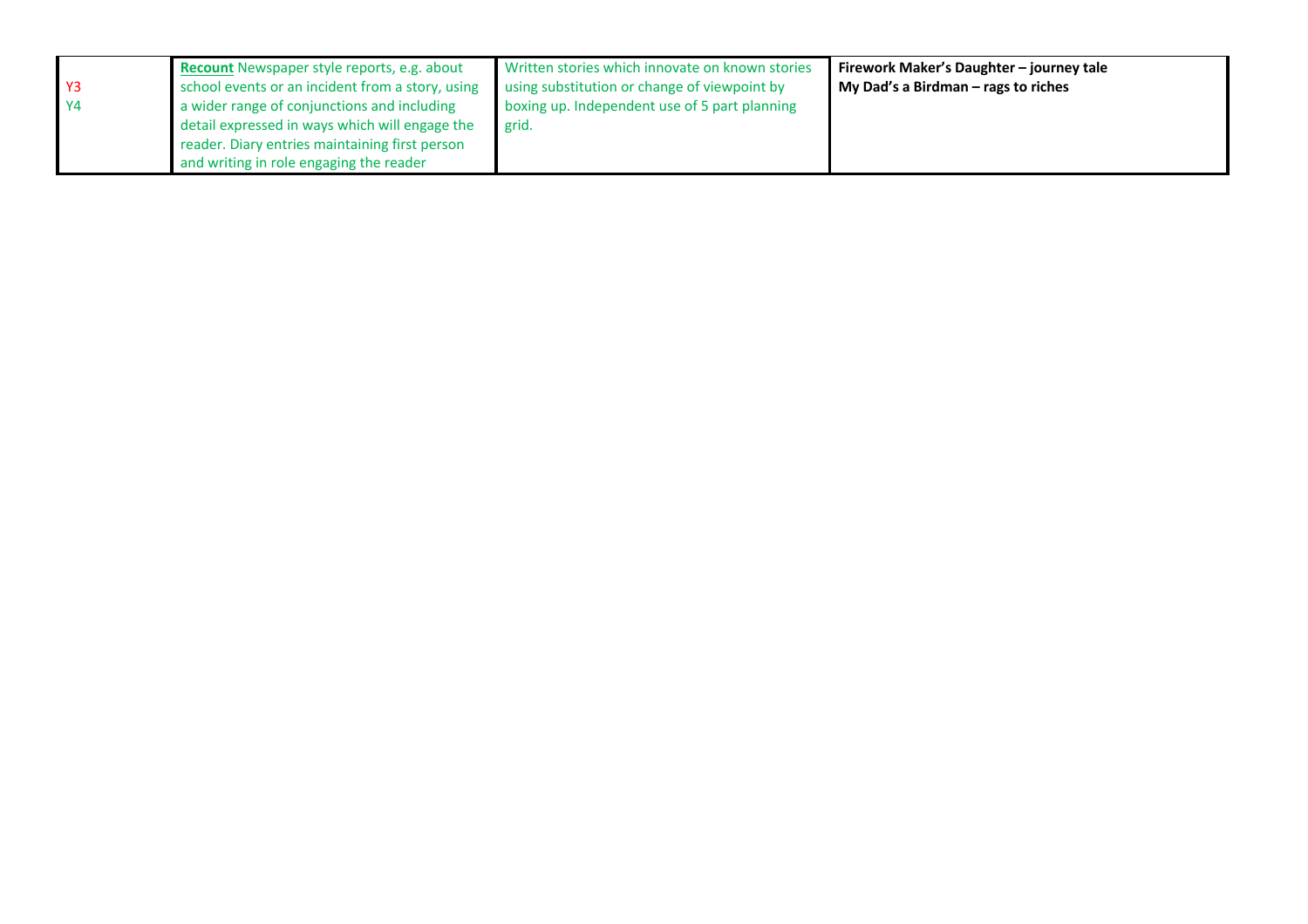| | | | |
|---|---|---|---|
| Y3<br>Y4 | **Recount** Newspaper style reports, e.g. about school events or an incident from a story, using a wider range of conjunctions and including detail expressed in ways which will engage the reader. Diary entries maintaining first person and writing in role engaging the reader | Written stories which innovate on known stories using substitution or change of viewpoint by boxing up. Independent use of 5 part planning grid. | **Firework Maker's Daughter – journey tale**<br>**My Dad's a Birdman – rags to riches** |